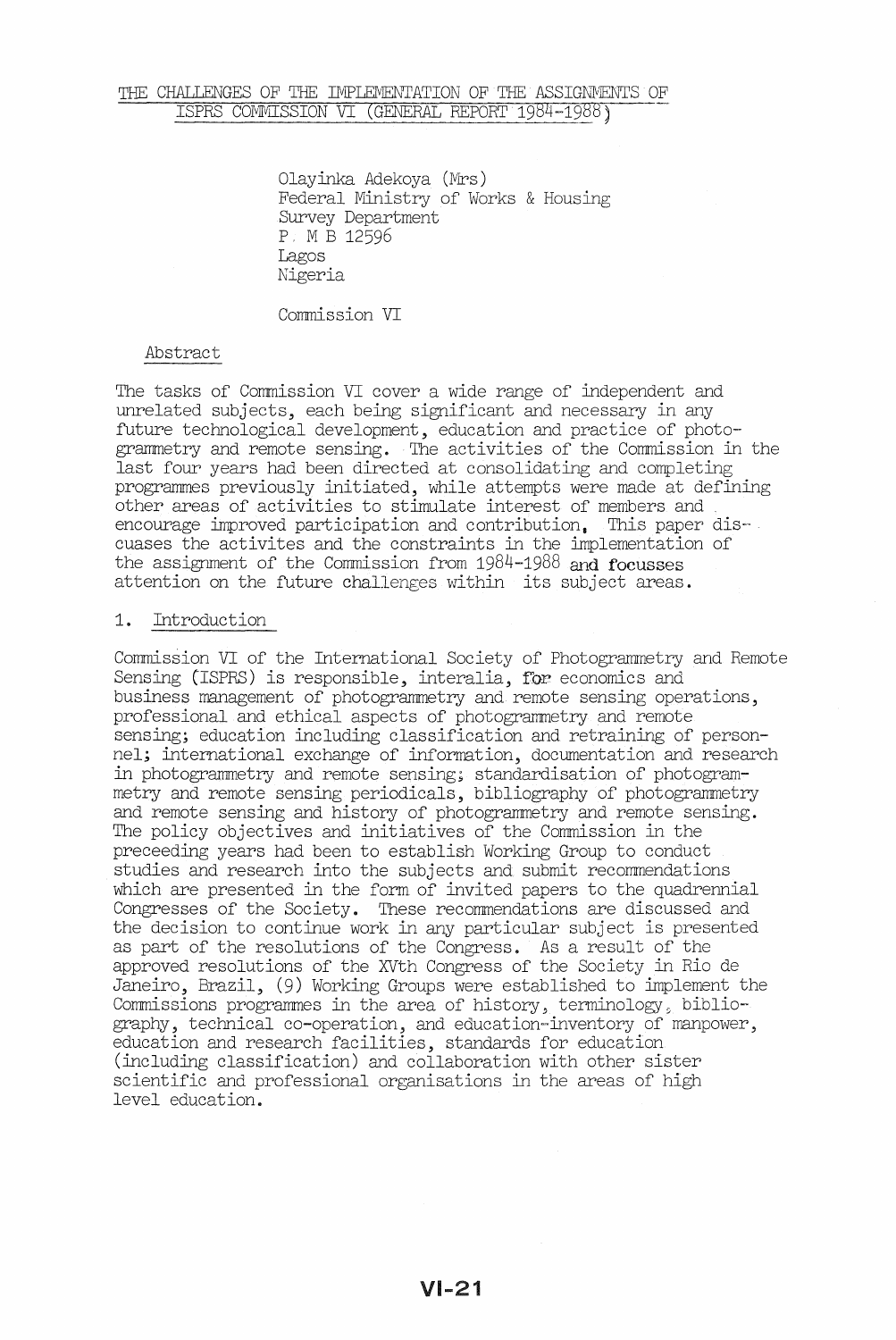# THE CHALLENGES OF THE IMPLEMENTATION OF THE ASSIGNMENTS OF ISPRS COMMISSION VI (GENERAL REPORT 1984-1988)

Olayinka Adekoya (Mrs)
Federal Ministry of Works & Housing
Survey Department
P. M B 12596
Lagos
Nigeria

Commission VI

## Abstract

The tasks of Commission VI cover a wide range of independent and unrelated subjects, each being significant and necessary in any future technological development, education and practice of photogrammetry and remote sensing. The activities of the Commission in the last four years had been directed at consolidating and completing programmes previously initiated, while attempts were made at defining other areas of activities to stimulate interest of members and encourage improved participation and contribution. This paper discuases the activites and the constraints in the implementation of the assignment of the Commission from 1984-1988 and focusses attention on the future challenges within its subject areas.

## 1. Introduction

Commission VI of the International Society of Photogrammetry and Remote Sensing (ISPRS) is responsible, interalia, for economics and business management of photogrammetry and remote sensing operations, professional and ethical aspects of photogrammetry and remote sensing; education including classification and retraining of personnel; international exchange of information, documentation and research in photogrammetry and remote sensing; standardisation of photogrammetry and remote sensing periodicals, bibliography of photogrammetry and remote sensing and history of photogrammetry and remote sensing. The policy objectives and initiatives of the Commission in the preceeding years had been to establish Working Group to conduct studies and research into the subjects and submit recommendations which are presented in the form of invited papers to the quadrennial Congresses of the Society. These recommendations are discussed and the decision to continue work in any particular subject is presented as part of the resolutions of the Congress. As a result of the approved resolutions of the XVth Congress of the Society in Rio de Janeiro, Brazil, (9) Working Groups were established to implement the Commissions programmes in the area of history, terminology, bibliography, technical co-operation, and education-inventory of manpower, education and research facilities, standards for education (including classification) and collaboration with other sister scientific and professional organisations in the areas of high level education.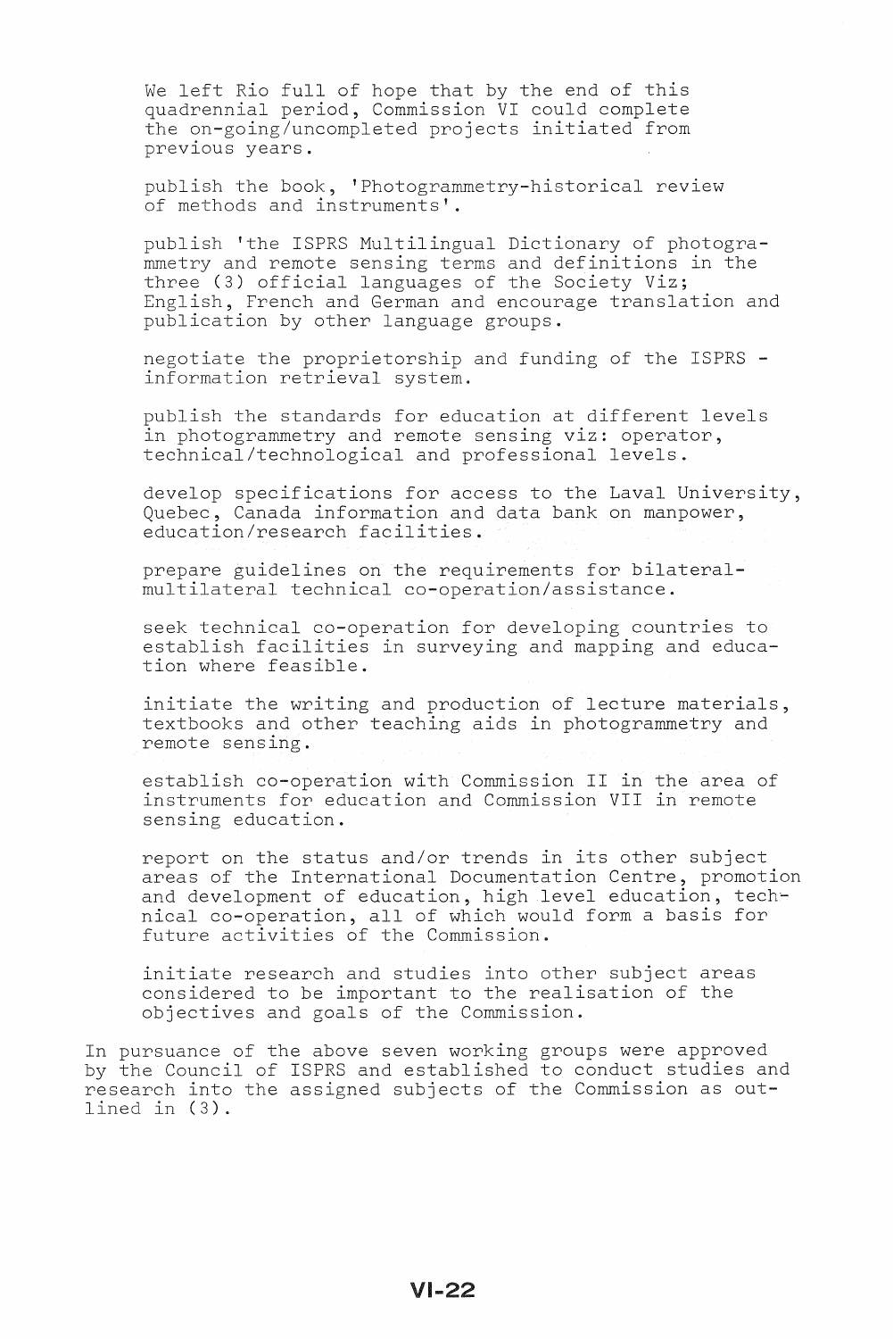We left Rio full of hope that by the end of this quadrennial period, Commission VI could complete the on-going/uncompleted projects initiated from previous years.

publish the book, 'Photogrammetry-historical review of methods and instruments'.

publish 'the ISPRS Multilingual Dictionary of photogrammetry and remote sensing terms and definitions in the three (3) official languages of the Society Viz; English, French and German and encourage translation and publication by other language groups.

negotiate the proprietorship and funding of the ISPRS - information retrieval system.

publish the standards for education at different levels in photogrammetry and remote sensing viz: operator, technical/technological and professional levels.

develop specifications for access to the Laval University, Quebec, Canada information and data bank on manpower, education/research facilities.

prepare guidelines on the requirements for bilateral-multilateral technical co-operation/assistance.

seek technical co-operation for developing countries to establish facilities in surveying and mapping and education where feasible.

initiate the writing and production of lecture materials, textbooks and other teaching aids in photogrammetry and remote sensing.

establish co-operation with Commission II in the area of instruments for education and Commission VII in remote sensing education.

report on the status and/or trends in its other subject areas of the International Documentation Centre, promotion and development of education, high level education, technical co-operation, all of which would form a basis for future activities of the Commission.

initiate research and studies into other subject areas considered to be important to the realisation of the objectives and goals of the Commission.

In pursuance of the above seven working groups were approved by the Council of ISPRS and established to conduct studies and research into the assigned subjects of the Commission as outlined in (3).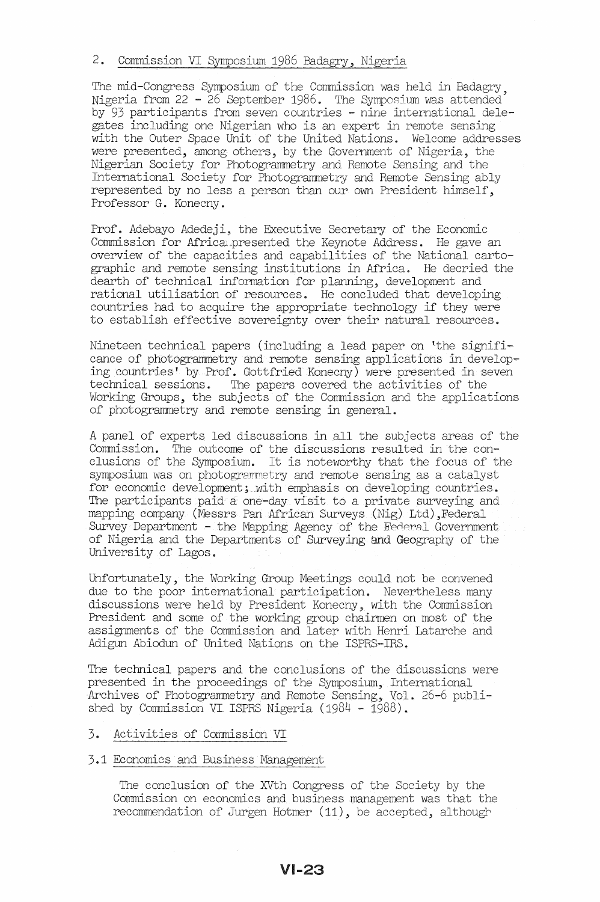## 2. Commission VI Symposium 1986 Badagry, Nigeria

The mid-Congress Symposium of the Commission was held in Badagry, Nigeria from 22 - 26 September 1986. The Symposium was attended by 93 participants from seven countries - nine international delegates including one Nigerian who is an expert in remote sensing with the Outer Space Unit of the United Nations. Welcome addresses were presented, among others, by the Government of Nigeria, the Nigerian Society for Photogrammetry and Remote Sensing and the International Society for Photogrammetry and Remote Sensing ably represented by no less a person than our own President himself, Professor G. Konecny.

Prof. Adebayo Adedeji, the Executive Secretary of the Economic Commission for Africa presented the Keynote Address. He gave an overview of the capacities and capabilities of the National cartographic and remote sensing institutions in Africa. He decried the dearth of technical information for planning, development and rational utilisation of resources. He concluded that developing countries had to acquire the appropriate technology if they were to establish effective sovereignty over their natural resources.

Nineteen technical papers (including a lead paper on 'the significance of photogrammetry and remote sensing applications in developing countries' by Prof. Gottfried Konecny) were presented in seven technical sessions. The papers covered the activities of the Working Groups, the subjects of the Commission and the applications of photogrammetry and remote sensing in general.

A panel of experts led discussions in all the subjects areas of the Commission. The outcome of the discussions resulted in the conclusions of the Symposium. It is noteworthy that the focus of the symposium was on photogrammetry and remote sensing as a catalyst for economic development; with emphasis on developing countries. The participants paid a one-day visit to a private surveying and mapping company (Messrs Pan African Surveys (Nig) Ltd), Federal Survey Department - the Mapping Agency of the Federal Government of Nigeria and the Departments of Surveying and Geography of the University of Lagos.

Unfortunately, the Working Group Meetings could not be convened due to the poor international participation. Nevertheless many discussions were held by President Konecny, with the Commission President and some of the working group chairmen on most of the assignments of the Commission and later with Henri Latarche and Adigun Abiodun of United Nations on the ISPRS-IRS.

The technical papers and the conclusions of the discussions were presented in the proceedings of the Symposium, International Archives of Photogrammetry and Remote Sensing, Vol. 26-6 published by Commission VI ISPRS Nigeria (1984 - 1988).

## 3. Activities of Commission VI

### 3.1 Economics and Business Management

The conclusion of the XVth Congress of the Society by the Commission on economics and business management was that the recommendation of Jurgen Hotmer (11), be accepted, although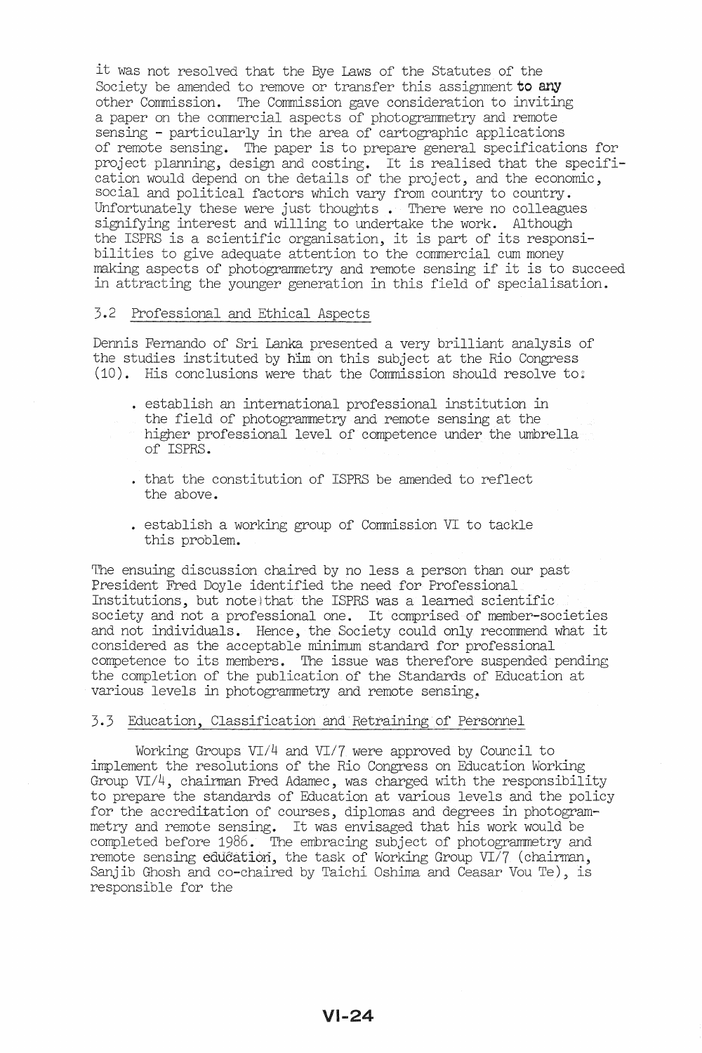it was not resolved that the Bye Laws of the Statutes of the Society be amended to remove or transfer this assignment to any other Commission. The Commission gave consideration to inviting a paper on the commercial aspects of photogrammetry and remote sensing - particularly in the area of cartographic applications of remote sensing. The paper is to prepare general specifications for project planning, design and costing. It is realised that the specification would depend on the details of the project, and the economic, social and political factors which vary from country to country. Unfortunately these were just thoughts . There were no colleagues signifying interest and willing to undertake the work. Although the ISPRS is a scientific organisation, it is part of its responsibilities to give adequate attention to the commercial cum money making aspects of photogrammetry and remote sensing if it is to succeed in attracting the younger generation in this field of specialisation.

## 3.2 Professional and Ethical Aspects

Dennis Fernando of Sri Lanka presented a very brilliant analysis of the studies instituted by him on this subject at the Rio Congress (10). His conclusions were that the Commission should resolve to:

- establish an international professional institution in the field of photogrammetry and remote sensing at the higher professional level of competence under the umbrella of ISPRS.
- that the constitution of ISPRS be amended to reflect the above.
- establish a working group of Commission VI to tackle this problem.

The ensuing discussion chaired by no less a person than our past President Fred Doyle identified the need for Professional Institutions, but noted that the ISPRS was a learned scientific society and not a professional one. It comprised of member-societies and not individuals. Hence, the Society could only recommend what it considered as the acceptable minimum standard for professional competence to its members. The issue was therefore suspended pending the completion of the publication of the Standards of Education at various levels in photogrammetry and remote sensing.

## 3.3 Education, Classification and Retraining of Personnel

Working Groups VI/4 and VI/7 were approved by Council to implement the resolutions of the Rio Congress on Education Working Group VI/4, chairman Fred Adamec, was charged with the responsibility to prepare the standards of Education at various levels and the policy for the accreditation of courses, diplomas and degrees in photogrammetry and remote sensing. It was envisaged that his work would be completed before 1986. The embracing subject of photogrammetry and remote sensing education, the task of Working Group VI/7 (chairman, Sanjib Ghosh and co-chaired by Taichi Oshima and Ceasar Vou Te), is responsible for the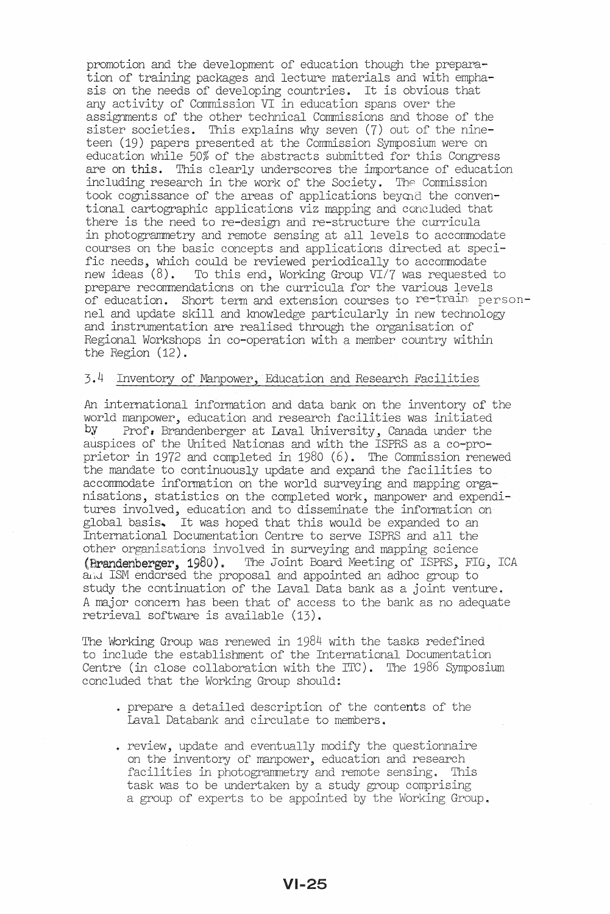promotion and the development of education though the preparation of training packages and lecture materials and with emphasis on the needs of developing countries. It is obvious that any activity of Commission VI in education spans over the assignments of the other technical Commissions and those of the sister societies. This explains why seven (7) out of the nineteen (19) papers presented at the Commission Symposium were on education while 50% of the abstracts submitted for this Congress are on this. This clearly underscores the importance of education including research in the work of the Society. The Commission took cognissance of the areas of applications beyond the conventional cartographic applications viz mapping and concluded that there is the need to re-design and re-structure the curricula in photogrammetry and remote sensing at all levels to accommodate courses on the basic concepts and applications directed at specific needs, which could be reviewed periodically to accommodate new ideas (8). To this end, Working Group VI/7 was requested to prepare recommendations on the curricula for the various levels of education. Short term and extension courses to re-train personnel and update skill and knowledge particularly in new technology and instrumentation are realised through the organisation of Regional Workshops in co-operation with a member country within the Region (12).

### 3.4 Inventory of Manpower, Education and Research Facilities

An international information and data bank on the inventory of the world manpower, education and research facilities was initiated by Prof. Brandenberger at Laval University, Canada under the auspices of the United Nationas and with the ISPRS as a co-proprietor in 1972 and completed in 1980 (6). The Commission renewed the mandate to continuously update and expand the facilities to accommodate information on the world surveying and mapping organisations, statistics on the completed work, manpower and expenditures involved, education and to disseminate the information on global basis. It was hoped that this would be expanded to an International Documentation Centre to serve ISPRS and all the other organisations involved in surveying and mapping science (Brandenberger, 1980). The Joint Board Meeting of ISPRS, FIG, ICA and ISM endorsed the proposal and appointed an adhoc group to study the continuation of the Laval Data bank as a joint venture. A major concern has been that of access to the bank as no adequate retrieval software is available (13).

The Working Group was renewed in 1984 with the tasks redefined to include the establishment of the International Documentation Centre (in close collaboration with the ITC). The 1986 Symposium concluded that the Working Group should:

- prepare a detailed description of the contents of the Laval Databank and circulate to members.
- review, update and eventually modify the questionnaire on the inventory of manpower, education and research facilities in photogrammetry and remote sensing. This task was to be undertaken by a study group comprising a group of experts to be appointed by the Working Group.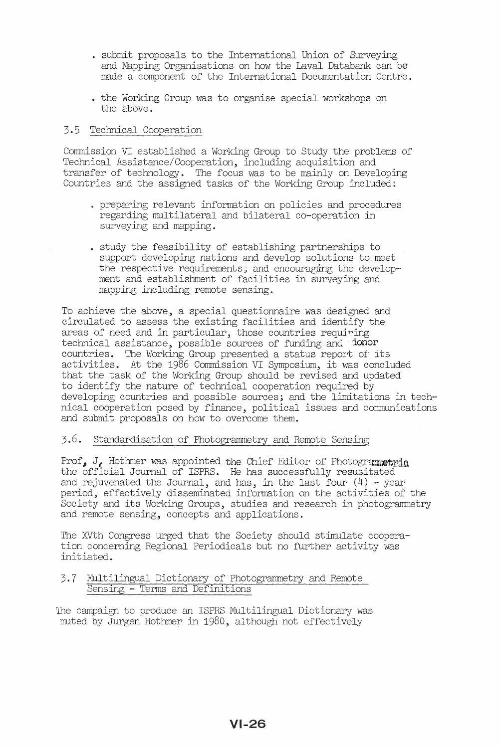- submit proposals to the International Union of Surveying and Mapping Organisations on how the Laval Databank can be made a component of the International Documentation Centre.

- the Working Group was to organise special workshops on the above.

### 3.5 Technical Cooperation

Commission VI established a Working Group to Study the problems of Technical Assistance/Cooperation, including acquisition and transfer of technology. The focus was to be mainly on Developing Countries and the assigned tasks of the Working Group included:

- preparing relevant information on policies and procedures regarding multilateral and bilateral co-operation in surveying and mapping.

- study the feasibility of establishing partnerships to support developing nations and develop solutions to meet the respective requirements; and encouraging the development and establishment of facilities in surveying and mapping including remote sensing.

To achieve the above, a special questionnaire was designed and circulated to assess the existing facilities and identify the areas of need and in particular, those countries requiring technical assistance, possible sources of funding and donor countries. The Working Group presented a status report of its activities. At the 1986 Commission VI Symposium, it was concluded that the task of the Working Group should be revised and updated to identify the nature of technical cooperation required by developing countries and possible sources; and the limitations in technical cooperation posed by finance, political issues and communications and submit proposals on how to overcome them.

### 3.6. Standardisation of Photogrammetry and Remote Sensing

Prof. J. Hothmer was appointed the Chief Editor of Photogrammetria the official Journal of ISPRS. He has successfully resusitated and rejuvenated the Journal, and has, in the last four (4) - year period, effectively disseminated information on the activities of the Society and its Working Groups, studies and research in photogrammetry and remote sensing, concepts and applications.

The XVth Congress urged that the Society should stimulate cooperation concerning Regional Periodicals but no further activity was initiated.

### 3.7 Multilingual Dictionary of Photogrammetry and Remote Sensing - Terms and Definitions

The campaign to produce an ISPRS Multilingual Dictionary was muted by Jurgen Hothmer in 1980, although not effectively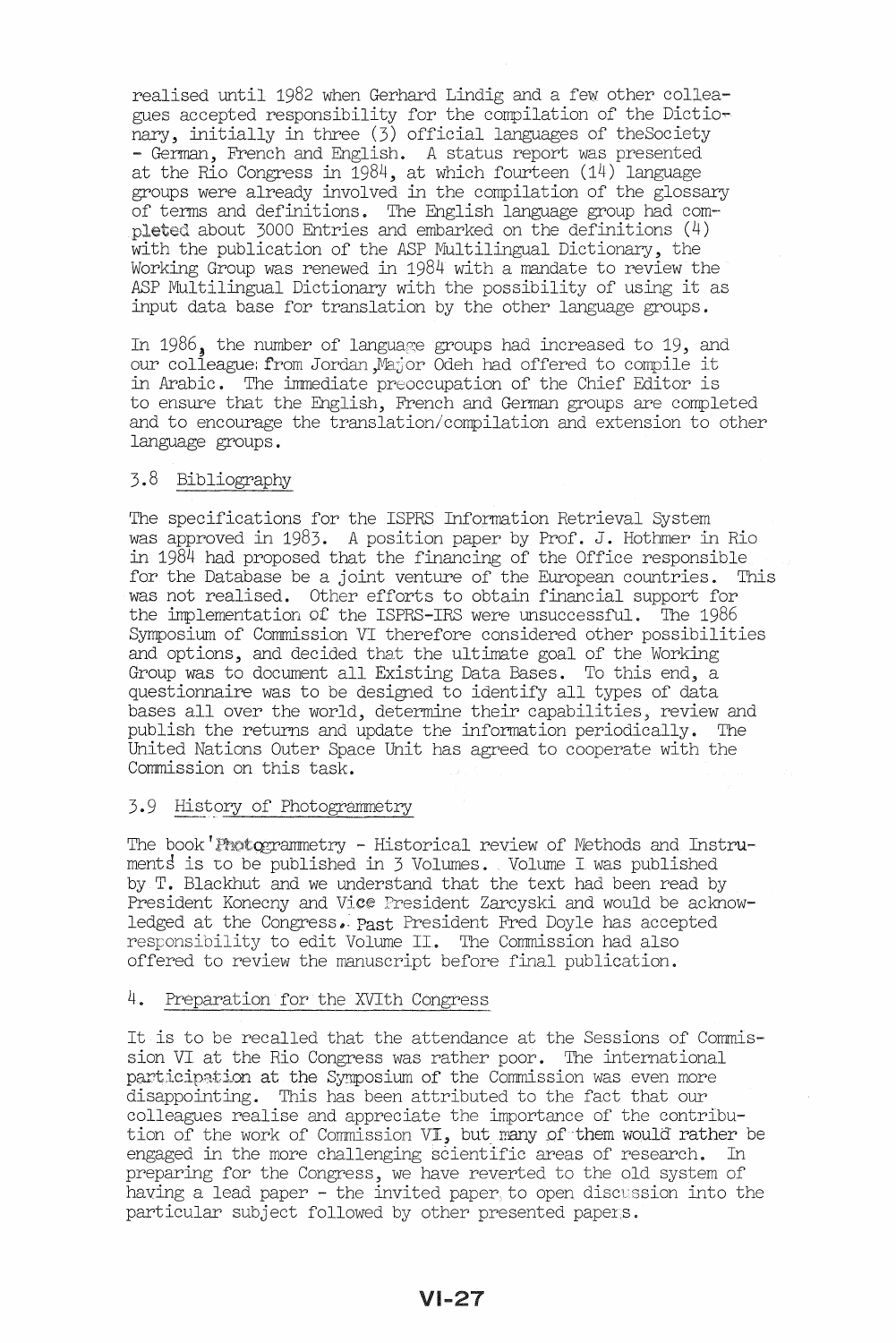realised until 1982 when Gerhard Lindig and a few other colleagues accepted responsibility for the compilation of the Dictionary, initially in three (3) official languages of theSociety - German, French and English. A status report was presented at the Rio Congress in 1984, at which fourteen (14) language groups were already involved in the compilation of the glossary of terms and definitions. The English language group had completed about 3000 Entries and embarked on the definitions (4) with the publication of the ASP Multilingual Dictionary, the Working Group was renewed in 1984 with a mandate to review the ASP Multilingual Dictionary with the possibility of using it as input data base for translation by the other language groups.

In 1986, the number of language groups had increased to 19, and our colleague from Jordan,Major Odeh had offered to compile it in Arabic. The immediate preoccupation of the Chief Editor is to ensure that the English, French and German groups are completed and to encourage the translation/compilation and extension to other language groups.

## 3.8 Bibliography

The specifications for the ISPRS Information Retrieval System was approved in 1983. A position paper by Prof. J. Hothmer in Rio in 1984 had proposed that the financing of the Office responsible for the Database be a joint venture of the European countries. This was not realised. Other efforts to obtain financial support for the implementation of the ISPRS-IRS were unsuccessful. The 1986 Symposium of Commission VI therefore considered other possibilities and options, and decided that the ultimate goal of the Working Group was to document all Existing Data Bases. To this end, a questionnaire was to be designed to identify all types of data bases all over the world, determine their capabilities, review and publish the returns and update the information periodically. The United Nations Outer Space Unit has agreed to cooperate with the Commission on this task.

## 3.9 History of Photogrammetry

The book 'Photogrammetry - Historical review of Methods and Instruments' is to be published in 3 Volumes. Volume I was published by T. Blackhut and we understand that the text had been read by President Konecny and Vice President Zarcyski and would be acknowledged at the Congress. Past President Fred Doyle has accepted responsibility to edit Volume II. The Commission had also offered to review the manuscript before final publication.

## 4. Preparation for the XVIth Congress

It is to be recalled that the attendance at the Sessions of Commission VI at the Rio Congress was rather poor. The international participation at the Symposium of the Commission was even more disappointing. This has been attributed to the fact that our colleagues realise and appreciate the importance of the contribution of the work of Commission VI, but many of them would rather be engaged in the more challenging scientific areas of research. In preparing for the Congress, we have reverted to the old system of having a lead paper - the invited paper to open discussion into the particular subject followed by other presented papers.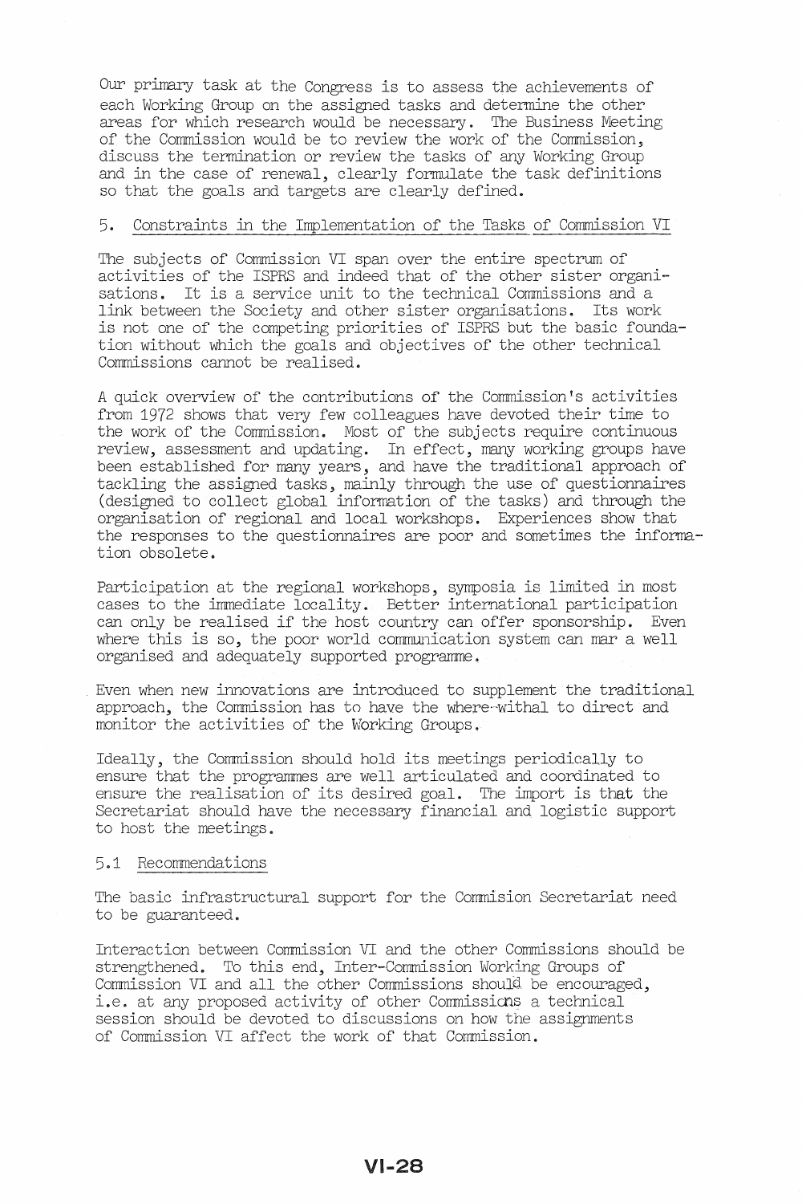Our primary task at the Congress is to assess the achievements of each Working Group on the assigned tasks and determine the other areas for which research would be necessary. The Business Meeting of the Commission would be to review the work of the Commission, discuss the termination or review the tasks of any Working Group and in the case of renewal, clearly formulate the task definitions so that the goals and targets are clearly defined.

## 5. Constraints in the Implementation of the Tasks of Commission VI

The subjects of Commission VI span over the entire spectrum of activities of the ISPRS and indeed that of the other sister organisations. It is a service unit to the technical Commissions and a link between the Society and other sister organisations. Its work is not one of the competing priorities of ISPRS but the basic foundation without which the goals and objectives of the other technical Commissions cannot be realised.

A quick overview of the contributions of the Commission's activities from 1972 shows that very few colleagues have devoted their time to the work of the Commission. Most of the subjects require continuous review, assessment and updating. In effect, many working groups have been established for many years, and have the traditional approach of tackling the assigned tasks, mainly through the use of questionnaires (designed to collect global information of the tasks) and through the organisation of regional and local workshops. Experiences show that the responses to the questionnaires are poor and sometimes the information obsolete.

Participation at the regional workshops, symposia is limited in most cases to the immediate locality. Better international participation can only be realised if the host country can offer sponsorship. Even where this is so, the poor world communication system can mar a well organised and adequately supported programme.

Even when new innovations are introduced to supplement the traditional approach, the Commission has to have the where-withal to direct and monitor the activities of the Working Groups.

Ideally, the Commission should hold its meetings periodically to ensure that the programmes are well articulated and coordinated to ensure the realisation of its desired goal. The import is that the Secretariat should have the necessary financial and logistic support to host the meetings.

### 5.1 Recommendations

The basic infrastructural support for the Commision Secretariat need to be guaranteed.

Interaction between Commission VI and the other Commissions should be strengthened. To this end, Inter-Commission Working Groups of Commission VI and all the other Commissions should be encouraged, i.e. at any proposed activity of other Commissions a technical session should be devoted to discussions on how the assignments of Commission VI affect the work of that Commission.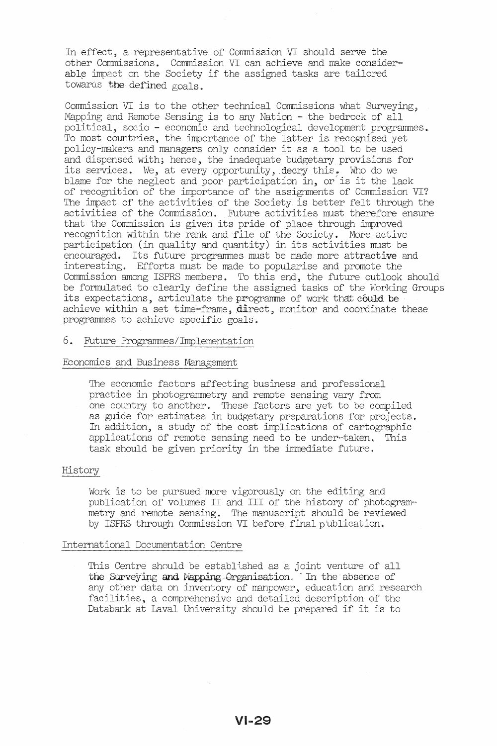In effect, a representative of Commission VI should serve the other Commissions. Commission VI can achieve and make considerable impact on the Society if the assigned tasks are tailored towards the defined goals.

Commission VI is to the other technical Commissions what Surveying, Mapping and Remote Sensing is to any Nation - the bedrock of all political, socio - economic and technological development programmes. To most countries, the importance of the latter is recognised yet policy-makers and managers only consider it as a tool to be used and dispensed with; hence, the inadequate budgetary provisions for its services. We, at every opportunity, decry this. Who do we blame for the neglect and poor participation in, or is it the lack of recognition of the importance of the assignments of Commission VI? The impact of the activities of the Society is better felt through the activities of the Commission. Future activities must therefore ensure that the Commission is given its pride of place through improved recognition within the rank and file of the Society. More active participation (in quality and quantity) in its activities must be encouraged. Its future programmes must be made more attractive and interesting. Efforts must be made to popularise and promote the Commission among ISPRS members. To this end, the future outlook should be formulated to clearly define the assigned tasks of the Working Groups its expectations, articulate the programme of work that could be achieve within a set time-frame, direct, monitor and coordinate these programmes to achieve specific goals.

## 6. Future Programmes/Implementation

### Economics and Business Management

The economic factors affecting business and professional practice in photogrammetry and remote sensing vary from one country to another. These factors are yet to be compiled as guide for estimates in budgetary preparations for projects. In addition, a study of the cost implications of cartographic applications of remote sensing need to be under-taken. This task should be given priority in the immediate future.

### History

Work is to be pursued more vigorously on the editing and publication of volumes II and III of the history of photogrammetry and remote sensing. The manuscript should be reviewed by ISPRS through Commission VI before final publication.

### International Documentation Centre

This Centre should be established as a joint venture of all the Surveying and Mapping Organisation. In the absence of any other data on inventory of manpower, education and research facilities, a comprehensive and detailed description of the Databank at Laval University should be prepared if it is to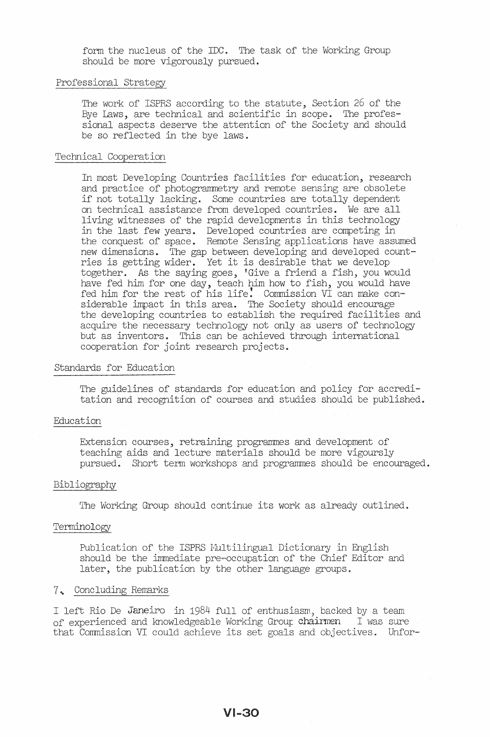form the nucleus of the IDC. The task of the Working Group should be more vigorously pursued.

Professional Strategy

The work of ISPRS according to the statute, Section 26 of the Bye Laws, are technical and scientific in scope. The professional aspects deserve the attention of the Society and should be so reflected in the bye laws.

Technical Cooperation

In most Developing Countries facilities for education, research and practice of photogrammetry and remote sensing are obsolete if not totally lacking. Some countries are totally dependent on technical assistance from developed countries. We are all living witnesses of the rapid developments in this technology in the last few years. Developed countries are competing in the conquest of space. Remote Sensing applications have assumed new dimensions. The gap between developing and developed countries is getting wider. Yet it is desirable that we develop together. As the saying goes, 'Give a friend a fish, you would have fed him for one day, teach him how to fish, you would have fed him for the rest of his life'. Commission VI can make considerable impact in this area. The Society should encourage the developing countries to establish the required facilities and acquire the necessary technology not only as users of technology but as inventors. This can be achieved through international cooperation for joint research projects.

Standards for Education

The guidelines of standards for education and policy for accreditation and recognition of courses and studies should be published.

Education

Extension courses, retraining programmes and development of teaching aids and lecture materials should be more vigoursly pursued. Short term workshops and programmes should be encouraged.

Bibliography

The Working Group should continue its work as already outlined.

Terminology

Publication of the ISPRS Multilingual Dictionary in English should be the immediate pre-occupation of the Chief Editor and later, the publication by the other language groups.

## 7. Concluding Remarks

I left Rio De Janeiro in 1984 full of enthusiasm, backed by a team of experienced and knowledgeable Working Group chairmen I was sure that Commission VI could achieve its set goals and objectives. Unfor-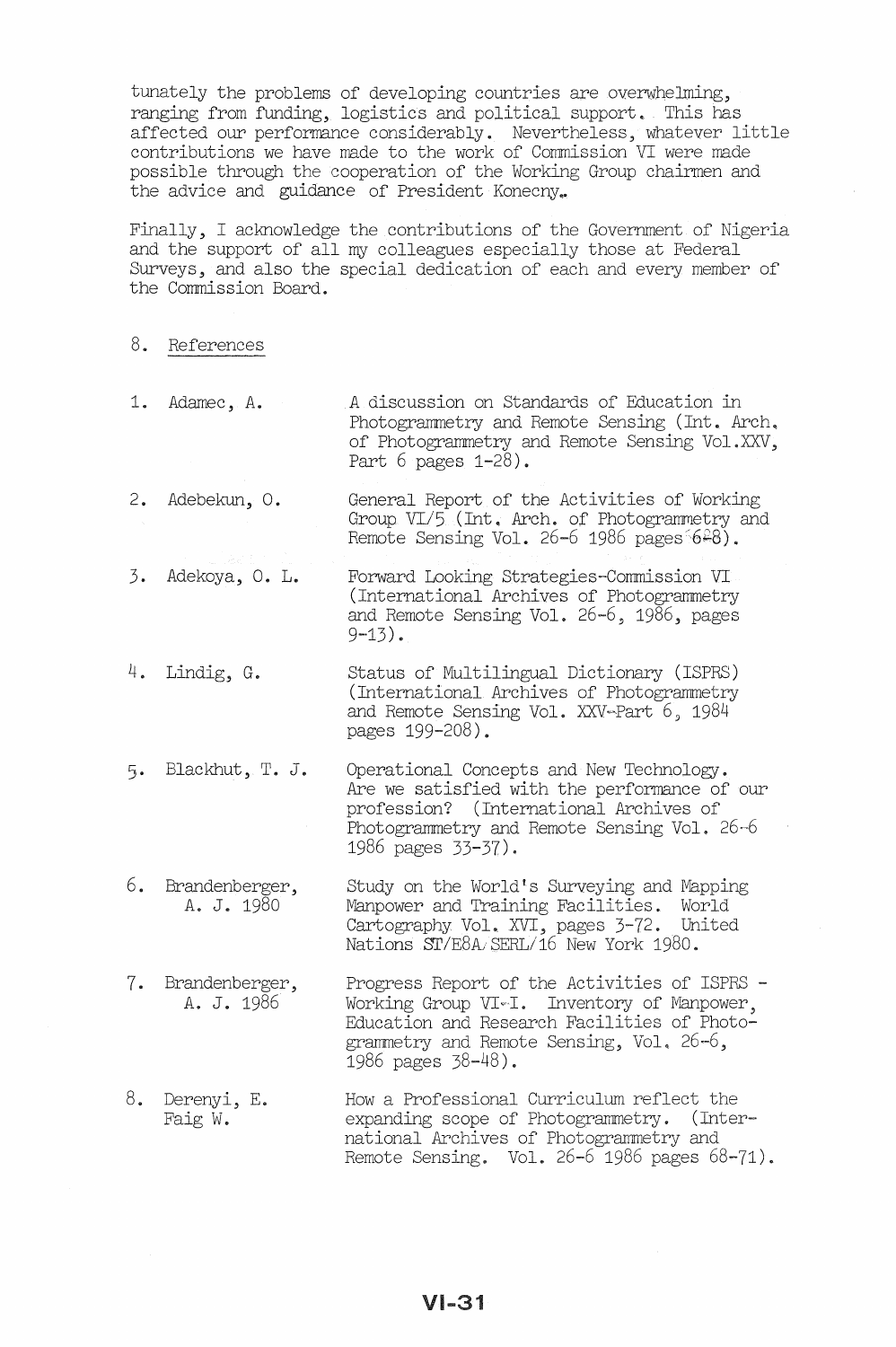tunately the problems of developing countries are overwhelming, ranging from funding, logistics and political support. This has affected our performance considerably. Nevertheless, whatever little contributions we have made to the work of Commission VI were made possible through the cooperation of the Working Group chairmen and the advice and guidance of President Konecny.

Finally, I acknowledge the contributions of the Government of Nigeria and the support of all my colleagues especially those at Federal Surveys, and also the special dedication of each and every member of the Commission Board.

## 8. References

1. Adamec, A. — A discussion on Standards of Education in Photogrammetry and Remote Sensing (Int. Arch. of Photogrammetry and Remote Sensing Vol.XXV, Part 6 pages 1-28).

2. Adebekun, O. — General Report of the Activities of Working Group VI/5 (Int. Arch. of Photogrammetry and Remote Sensing Vol. 26-6 1986 pages 6-8).

3. Adekoya, O. L. — Forward Looking Strategies-Commission VI (International Archives of Photogrammetry and Remote Sensing Vol. 26-6, 1986, pages 9-13).

4. Lindig, G. — Status of Multilingual Dictionary (ISPRS) (International Archives of Photogrammetry and Remote Sensing Vol. XXV-Part 6, 1984 pages 199-208).

5. Blackhut, T. J. — Operational Concepts and New Technology. Are we satisfied with the performance of our profession? (International Archives of Photogrammetry and Remote Sensing Vol. 26-6 1986 pages 33-37).

6. Brandenberger, A. J. 1980 — Study on the World's Surveying and Mapping Manpower and Training Facilities. World Cartography Vol. XVI, pages 3-72. United Nations ST/E8A/SERL/16 New York 1980.

7. Brandenberger, A. J. 1986 — Progress Report of the Activities of ISPRS - Working Group VI-I. Inventory of Manpower, Education and Research Facilities of Photogrammetry and Remote Sensing, Vol. 26-6, 1986 pages 38-48).

8. Derenyi, E. Faig W. — How a Professional Curriculum reflect the expanding scope of Photogrammetry. (International Archives of Photogrammetry and Remote Sensing. Vol. 26-6 1986 pages 68-71).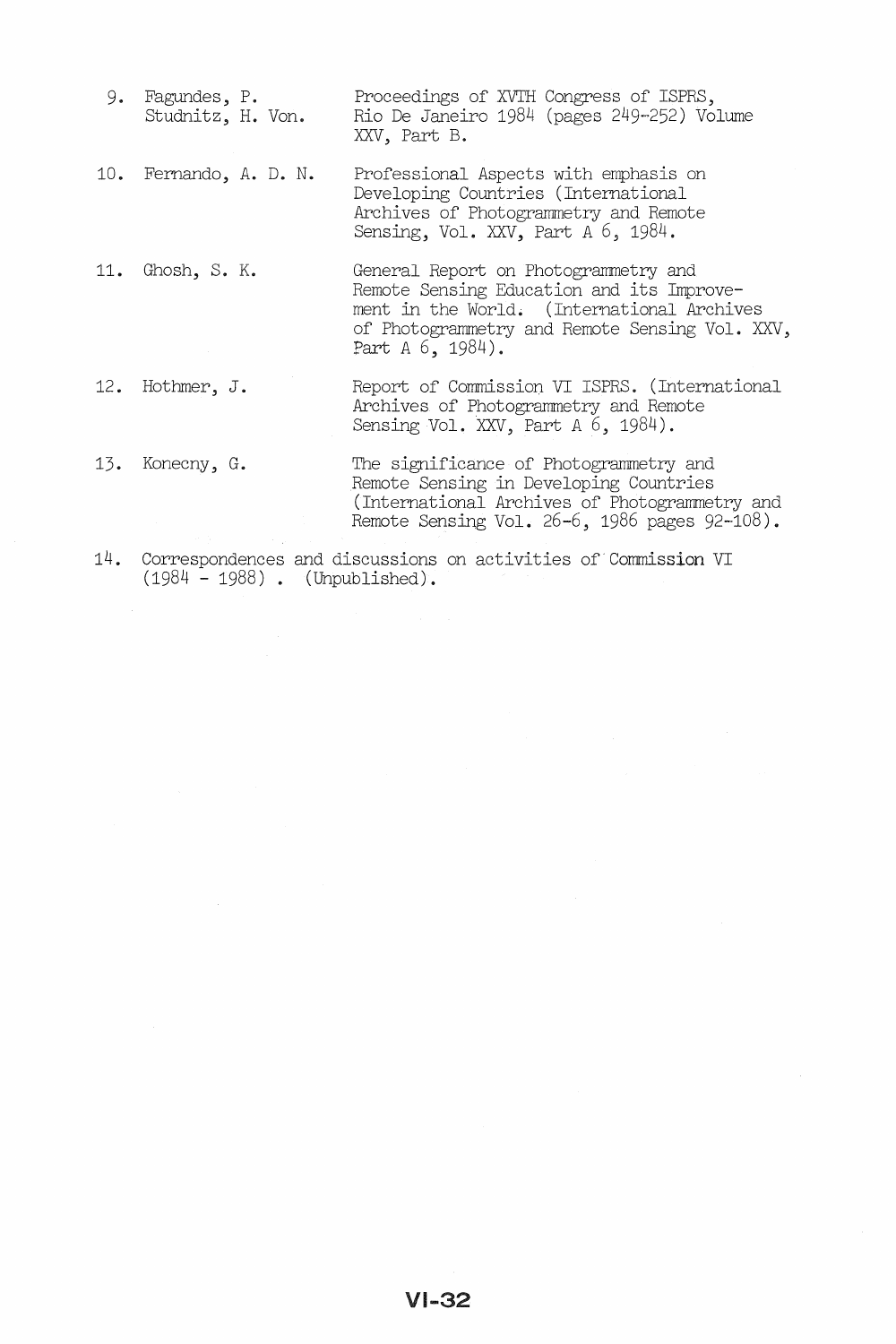9. Fagundes, P.
   Studnitz, H. Von.
   Proceedings of XVTH Congress of ISPRS, Rio De Janeiro 1984 (pages 249-252) Volume XXV, Part B.

10. Fernando, A. D. N.
    Professional Aspects with emphasis on Developing Countries (International Archives of Photogrammetry and Remote Sensing, Vol. XXV, Part A 6, 1984.

11. Ghosh, S. K.
    General Report on Photogrammetry and Remote Sensing Education and its Improvement in the World. (International Archives of Photogrammetry and Remote Sensing Vol. XXV, Part A 6, 1984).

12. Hothmer, J.
    Report of Commission VI ISPRS. (International Archives of Photogrammetry and Remote Sensing Vol. XXV, Part A 6, 1984).

13. Konecny, G.
    The significance of Photogrammetry and Remote Sensing in Developing Countries (International Archives of Photogrammetry and Remote Sensing Vol. 26-6, 1986 pages 92-108).

14. Correspondences and discussions on activities of Commission VI (1984 - 1988) . (Unpublished).